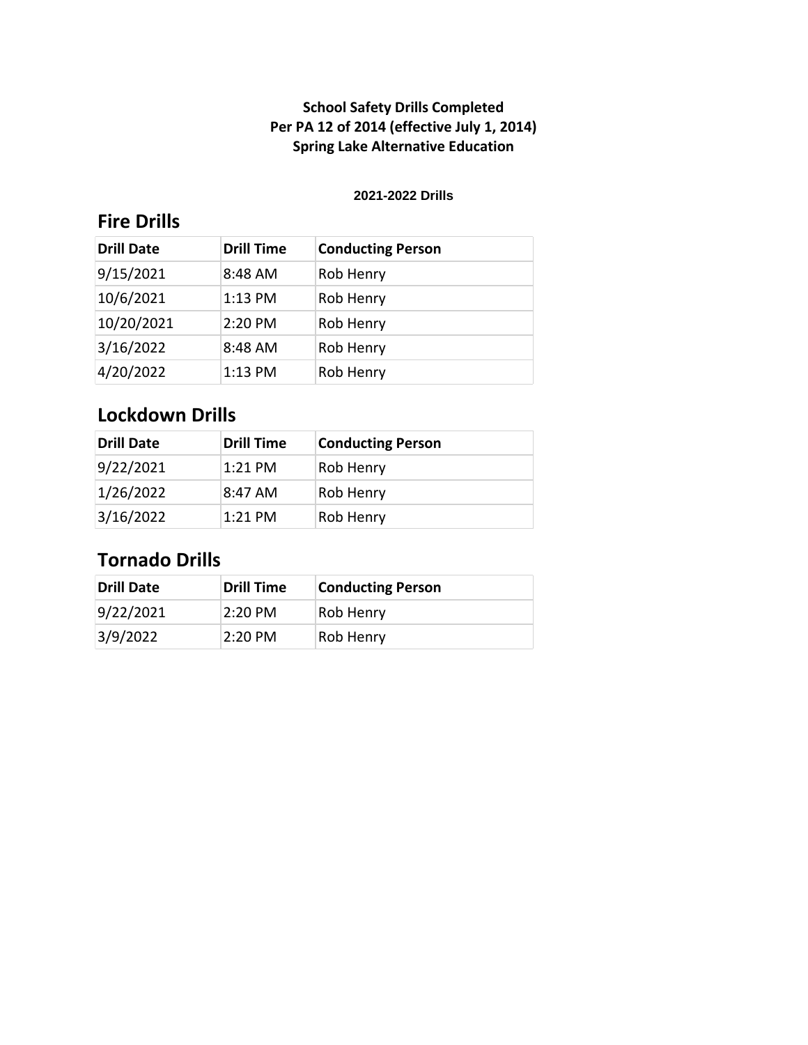**School Safety Drills Completed**
**Per PA 12 of 2014 (effective July 1, 2014)**
**Spring Lake Alternative Education**

**2021-2022 Drills**

## Fire Drills

| Drill Date | Drill Time | Conducting Person |
|---|---|---|
| 9/15/2021 | 8:48 AM | Rob Henry |
| 10/6/2021 | 1:13 PM | Rob Henry |
| 10/20/2021 | 2:20 PM | Rob Henry |
| 3/16/2022 | 8:48 AM | Rob Henry |
| 4/20/2022 | 1:13 PM | Rob Henry |

## Lockdown Drills

| Drill Date | Drill Time | Conducting Person |
|---|---|---|
| 9/22/2021 | 1:21 PM | Rob Henry |
| 1/26/2022 | 8:47 AM | Rob Henry |
| 3/16/2022 | 1:21 PM | Rob Henry |

## Tornado Drills

| Drill Date | Drill Time | Conducting Person |
|---|---|---|
| 9/22/2021 | 2:20 PM | Rob Henry |
| 3/9/2022 | 2:20 PM | Rob Henry |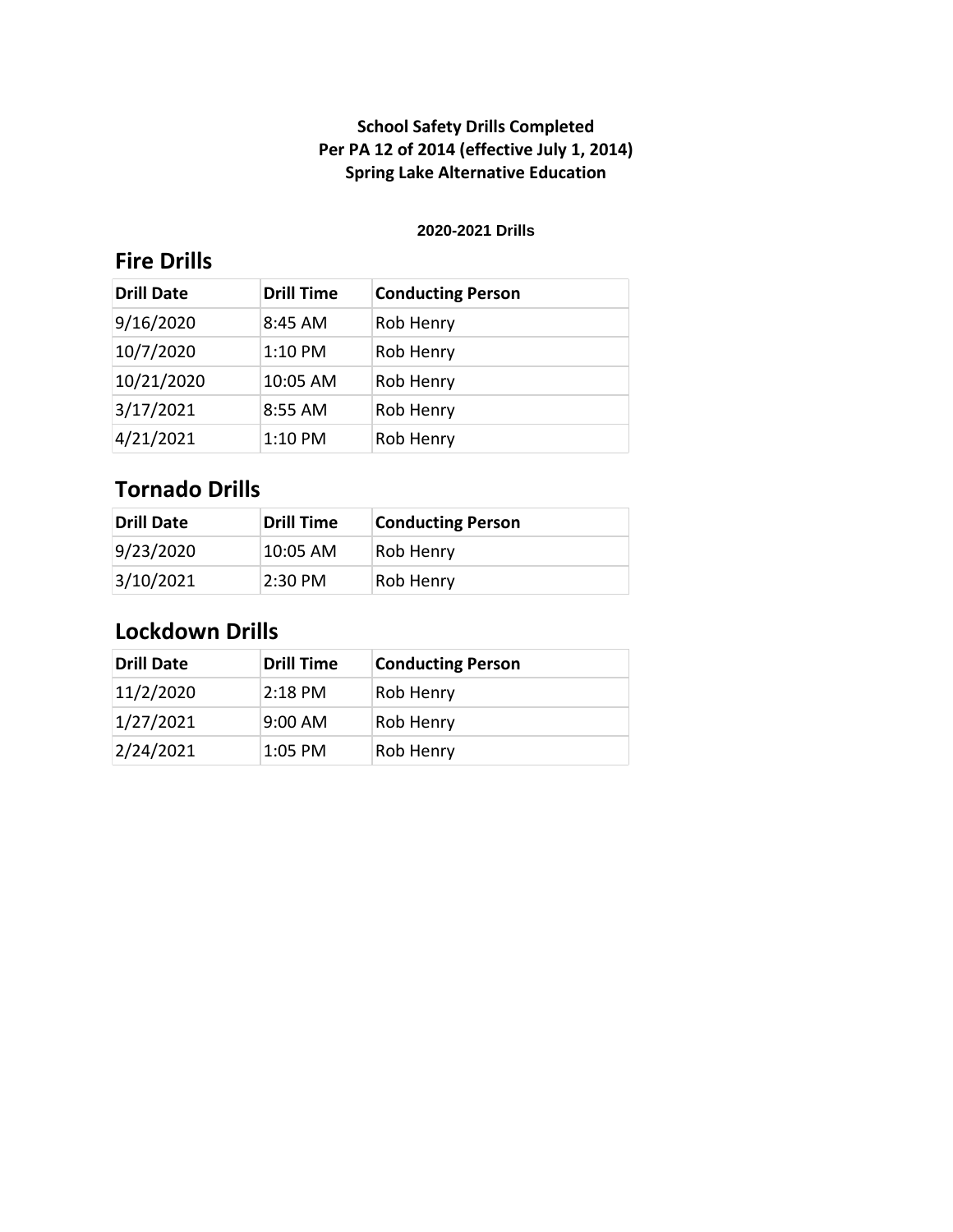**School Safety Drills Completed**
**Per PA 12 of 2014 (effective July 1, 2014)**
**Spring Lake Alternative Education**

**2020-2021 Drills**

## Fire Drills

| Drill Date | Drill Time | Conducting Person |
|---|---|---|
| 9/16/2020 | 8:45 AM | Rob Henry |
| 10/7/2020 | 1:10 PM | Rob Henry |
| 10/21/2020 | 10:05 AM | Rob Henry |
| 3/17/2021 | 8:55 AM | Rob Henry |
| 4/21/2021 | 1:10 PM | Rob Henry |

## Tornado Drills

| Drill Date | Drill Time | Conducting Person |
|---|---|---|
| 9/23/2020 | 10:05 AM | Rob Henry |
| 3/10/2021 | 2:30 PM | Rob Henry |

## Lockdown Drills

| Drill Date | Drill Time | Conducting Person |
|---|---|---|
| 11/2/2020 | 2:18 PM | Rob Henry |
| 1/27/2021 | 9:00 AM | Rob Henry |
| 2/24/2021 | 1:05 PM | Rob Henry |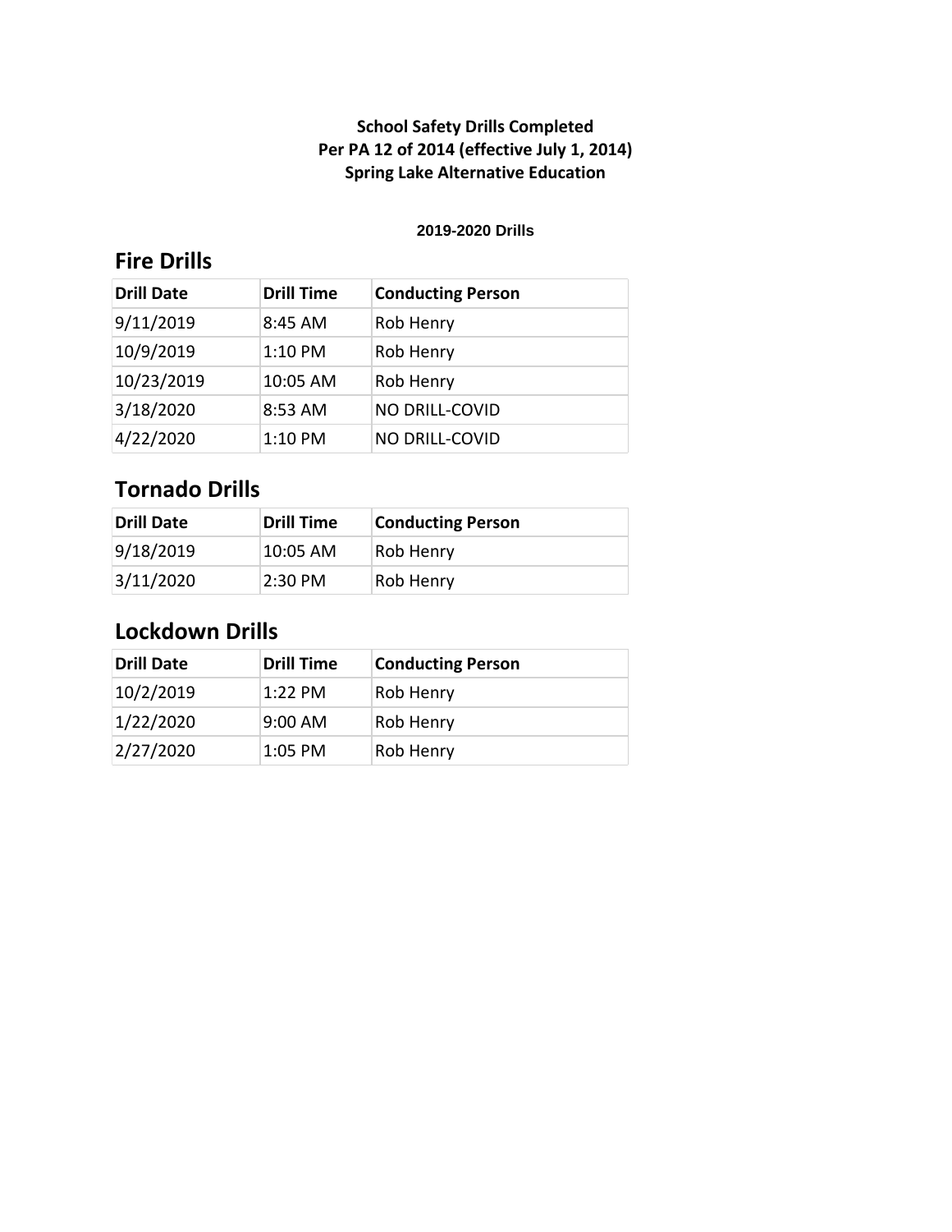**School Safety Drills Completed**
**Per PA 12 of 2014 (effective July 1, 2014)**
**Spring Lake Alternative Education**

**2019-2020 Drills**

## Fire Drills

| Drill Date | Drill Time | Conducting Person |
|---|---|---|
| 9/11/2019 | 8:45 AM | Rob Henry |
| 10/9/2019 | 1:10 PM | Rob Henry |
| 10/23/2019 | 10:05 AM | Rob Henry |
| 3/18/2020 | 8:53 AM | NO DRILL-COVID |
| 4/22/2020 | 1:10 PM | NO DRILL-COVID |

## Tornado Drills

| Drill Date | Drill Time | Conducting Person |
|---|---|---|
| 9/18/2019 | 10:05 AM | Rob Henry |
| 3/11/2020 | 2:30 PM | Rob Henry |

## Lockdown Drills

| Drill Date | Drill Time | Conducting Person |
|---|---|---|
| 10/2/2019 | 1:22 PM | Rob Henry |
| 1/22/2020 | 9:00 AM | Rob Henry |
| 2/27/2020 | 1:05 PM | Rob Henry |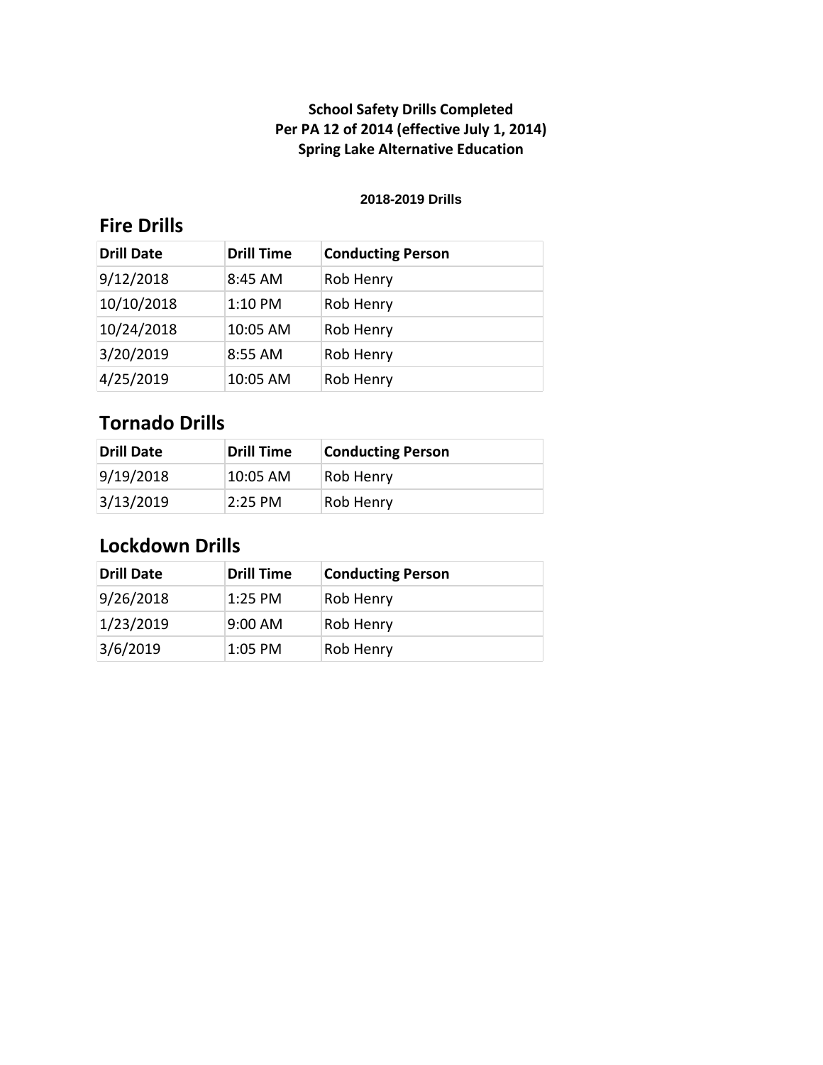**School Safety Drills Completed**
**Per PA 12 of 2014 (effective July 1, 2014)**
**Spring Lake Alternative Education**

**2018-2019 Drills**

## Fire Drills

| Drill Date | Drill Time | Conducting Person |
|---|---|---|
| 9/12/2018 | 8:45 AM | Rob Henry |
| 10/10/2018 | 1:10 PM | Rob Henry |
| 10/24/2018 | 10:05 AM | Rob Henry |
| 3/20/2019 | 8:55 AM | Rob Henry |
| 4/25/2019 | 10:05 AM | Rob Henry |

## Tornado Drills

| Drill Date | Drill Time | Conducting Person |
|---|---|---|
| 9/19/2018 | 10:05 AM | Rob Henry |
| 3/13/2019 | 2:25 PM | Rob Henry |

## Lockdown Drills

| Drill Date | Drill Time | Conducting Person |
|---|---|---|
| 9/26/2018 | 1:25 PM | Rob Henry |
| 1/23/2019 | 9:00 AM | Rob Henry |
| 3/6/2019 | 1:05 PM | Rob Henry |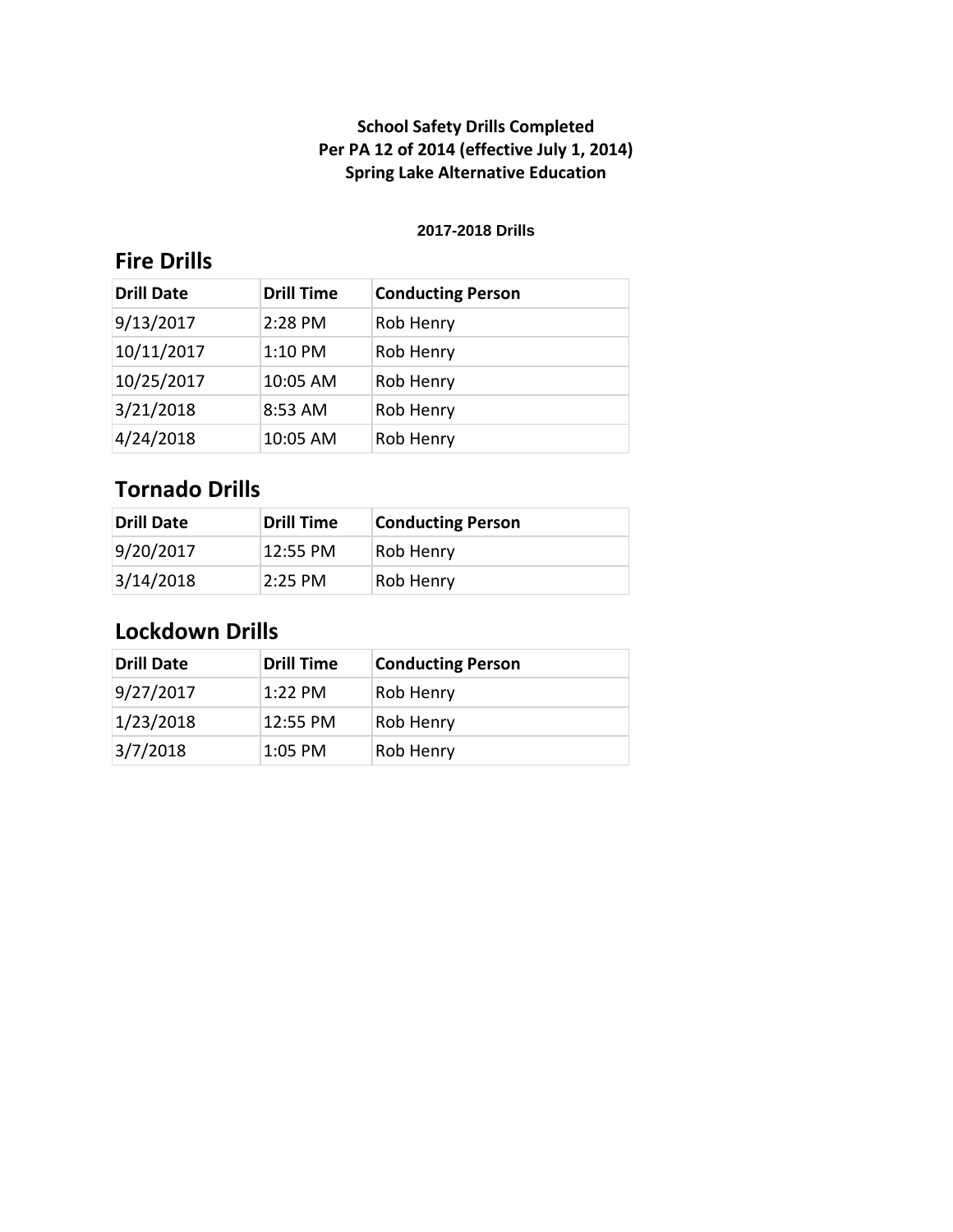**School Safety Drills Completed**
**Per PA 12 of 2014 (effective July 1, 2014)**
**Spring Lake Alternative Education**

**2017-2018 Drills**

## Fire Drills

| Drill Date | Drill Time | Conducting Person |
|---|---|---|
| 9/13/2017 | 2:28 PM | Rob Henry |
| 10/11/2017 | 1:10 PM | Rob Henry |
| 10/25/2017 | 10:05 AM | Rob Henry |
| 3/21/2018 | 8:53 AM | Rob Henry |
| 4/24/2018 | 10:05 AM | Rob Henry |

## Tornado Drills

| Drill Date | Drill Time | Conducting Person |
|---|---|---|
| 9/20/2017 | 12:55 PM | Rob Henry |
| 3/14/2018 | 2:25 PM | Rob Henry |

## Lockdown Drills

| Drill Date | Drill Time | Conducting Person |
|---|---|---|
| 9/27/2017 | 1:22 PM | Rob Henry |
| 1/23/2018 | 12:55 PM | Rob Henry |
| 3/7/2018 | 1:05 PM | Rob Henry |